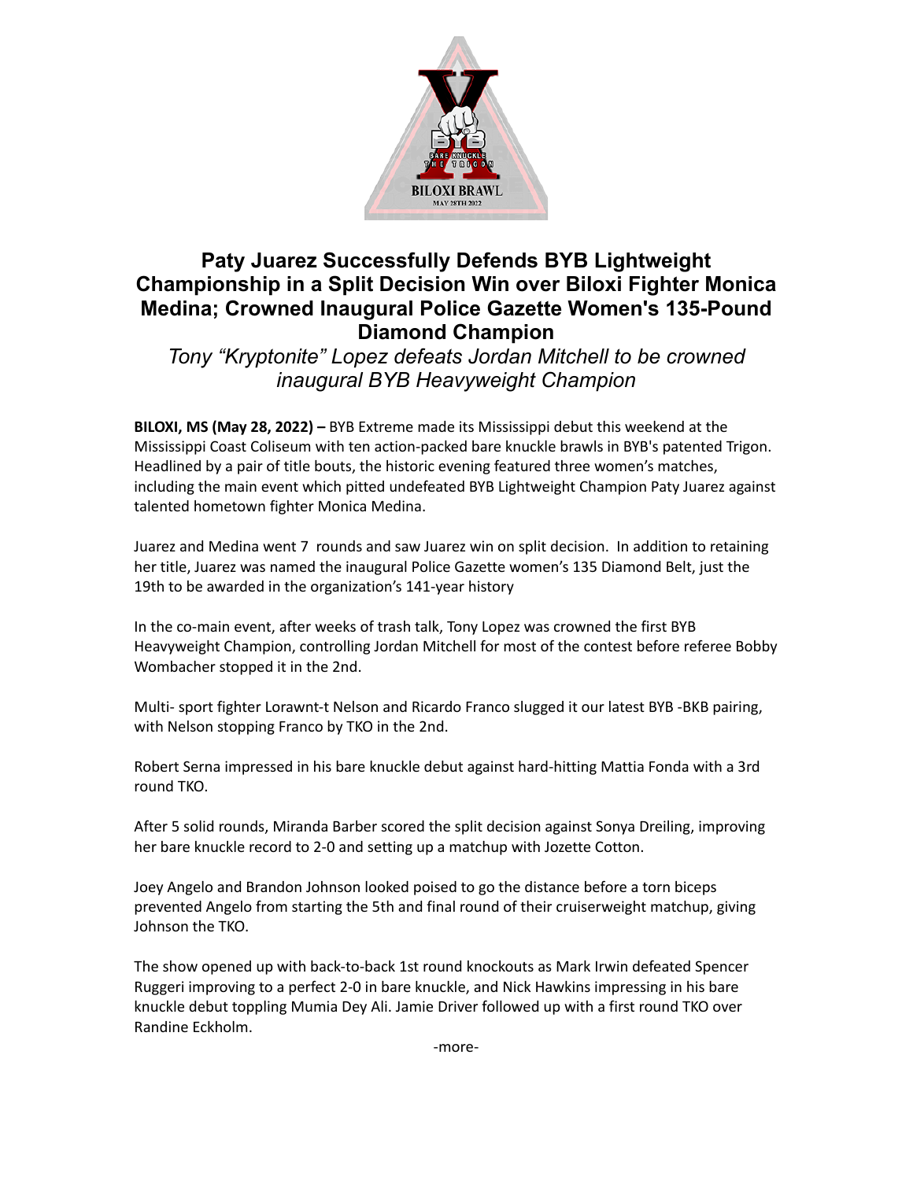# Paty Juarez Successfully Defends BYB Lightweight Championship in a Split Decision Win over Biloxi Fighter Monica Medina; Crowned Inaugural Police Gazette Women's 135-Pound Diamond Champion

*Tony "Kryptonite" Lopez defeats Jordan Mitchell to be crowned inaugural BYB Heavyweight Champion*

**BILOXI, MS (May 28, 2022) –** BYB Extreme made its Mississippi debut this weekend at the Mississippi Coast Coliseum with ten action-packed bare knuckle brawls in BYB's patented Trigon. Headlined by a pair of title bouts, the historic evening featured three women's matches, including the main event which pitted undefeated BYB Lightweight Champion Paty Juarez against talented hometown fighter Monica Medina.

Juarez and Medina went 7 rounds and saw Juarez win on split decision. In addition to retaining her title, Juarez was named the inaugural Police Gazette women's 135 Diamond Belt, just the 19th to be awarded in the organization's 141-year history

In the co-main event, after weeks of trash talk, Tony Lopez was crowned the first BYB Heavyweight Champion, controlling Jordan Mitchell for most of the contest before referee Bobby Wombacher stopped it in the 2nd.

Multi- sport fighter Lorawnt-t Nelson and Ricardo Franco slugged it our latest BYB -BKB pairing, with Nelson stopping Franco by TKO in the 2nd.

Robert Serna impressed in his bare knuckle debut against hard-hitting Mattia Fonda with a 3rd round TKO.

After 5 solid rounds, Miranda Barber scored the split decision against Sonya Dreiling, improving her bare knuckle record to 2-0 and setting up a matchup with Jozette Cotton.

Joey Angelo and Brandon Johnson looked poised to go the distance before a torn biceps prevented Angelo from starting the 5th and final round of their cruiserweight matchup, giving Johnson the TKO.

The show opened up with back-to-back 1st round knockouts as Mark Irwin defeated Spencer Ruggeri improving to a perfect 2-0 in bare knuckle, and Nick Hawkins impressing in his bare knuckle debut toppling Mumia Dey Ali. Jamie Driver followed up with a first round TKO over Randine Eckholm.

-more-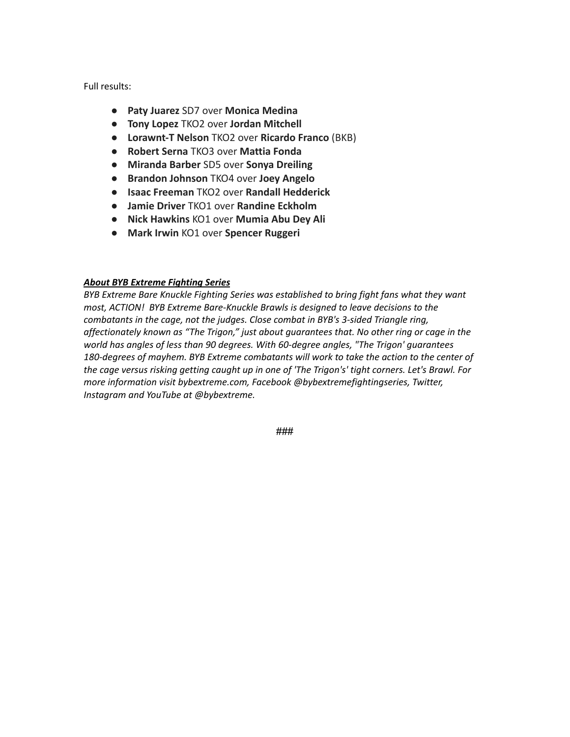Full results:

- **Paty Juarez** SD7 over **Monica Medina**
- **Tony Lopez** TKO2 over **Jordan Mitchell**
- **Lorawnt-T Nelson** TKO2 over **Ricardo Franco** (BKB)
- **Robert Serna** TKO3 over **Mattia Fonda**
- **Miranda Barber** SD5 over **Sonya Dreiling**
- **Brandon Johnson** TKO4 over **Joey Angelo**
- **Isaac Freeman** TKO2 over **Randall Hedderick**
- **Jamie Driver** TKO1 over **Randine Eckholm**
- **Nick Hawkins** KO1 over **Mumia Abu Dey Ali**
- **Mark Irwin** KO1 over **Spencer Ruggeri**

***About BYB Extreme Fighting Series***

*BYB Extreme Bare Knuckle Fighting Series was established to bring fight fans what they want most, ACTION! BYB Extreme Bare-Knuckle Brawls is designed to leave decisions to the combatants in the cage, not the judges. Close combat in BYB's 3-sided Triangle ring, affectionately known as "The Trigon," just about guarantees that. No other ring or cage in the world has angles of less than 90 degrees. With 60-degree angles, "The Trigon' guarantees 180-degrees of mayhem. BYB Extreme combatants will work to take the action to the center of the cage versus risking getting caught up in one of 'The Trigon's' tight corners. Let's Brawl. For more information visit bybextreme.com, Facebook @bybextremefightingseries, Twitter, Instagram and YouTube at @bybextreme.*

###